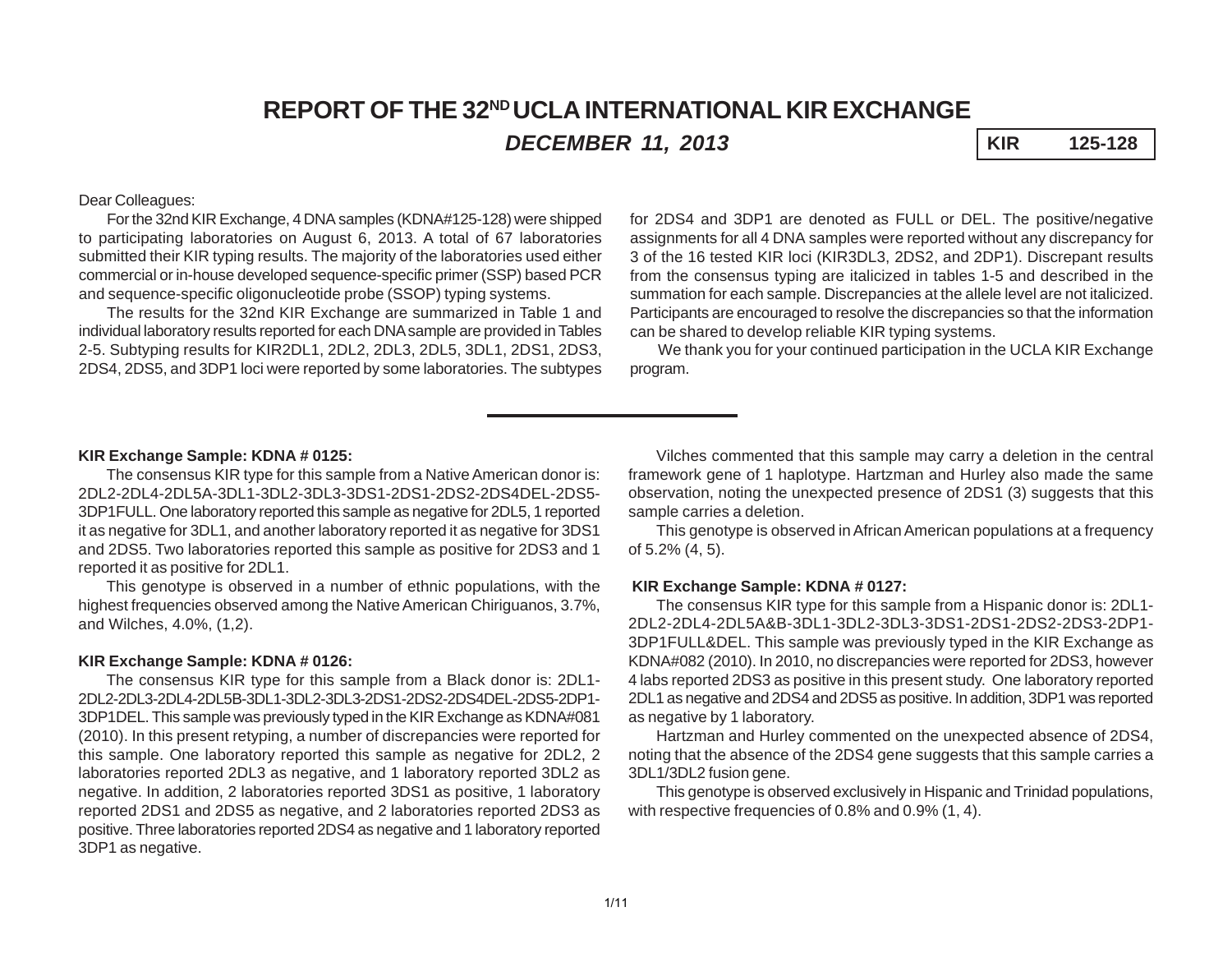# REPORT OF THE 32[ND] UCLA INTERNATIONAL KIR EXCHANGE

***DECEMBER 11, 2013***

**KIR 125-128**

Dear Colleagues:

For the 32nd KIR Exchange, 4 DNA samples (KDNA#125-128) were shipped to participating laboratories on August 6, 2013. A total of 67 laboratories submitted their KIR typing results. The majority of the laboratories used either commercial or in-house developed sequence-specific primer (SSP) based PCR and sequence-specific oligonucleotide probe (SSOP) typing systems.

The results for the 32nd KIR Exchange are summarized in Table 1 and individual laboratory results reported for each DNA sample are provided in Tables 2-5. Subtyping results for KIR2DL1, 2DL2, 2DL3, 2DL5, 3DL1, 2DS1, 2DS3, 2DS4, 2DS5, and 3DP1 loci were reported by some laboratories. The subtypes for 2DS4 and 3DP1 are denoted as FULL or DEL. The positive/negative assignments for all 4 DNA samples were reported without any discrepancy for 3 of the 16 tested KIR loci (KIR3DL3, 2DS2, and 2DP1). Discrepant results from the consensus typing are italicized in tables 1-5 and described in the summation for each sample. Discrepancies at the allele level are not italicized. Participants are encouraged to resolve the discrepancies so that the information can be shared to develop reliable KIR typing systems.

We thank you for your continued participation in the UCLA KIR Exchange program.

---

**KIR Exchange Sample: KDNA # 0125:**

The consensus KIR type for this sample from a Native American donor is: 2DL2-2DL4-2DL5A-3DL1-3DL2-3DL3-3DS1-2DS1-2DS2-2DS4DEL-2DS5-3DP1FULL. One laboratory reported this sample as negative for 2DL5, 1 reported it as negative for 3DL1, and another laboratory reported it as negative for 3DS1 and 2DS5. Two laboratories reported this sample as positive for 2DS3 and 1 reported it as positive for 2DL1.

This genotype is observed in a number of ethnic populations, with the highest frequencies observed among the Native American Chiriguanos, 3.7%, and Wilches, 4.0%, (1,2).

**KIR Exchange Sample: KDNA # 0126:**

The consensus KIR type for this sample from a Black donor is: 2DL1-2DL2-2DL3-2DL4-2DL5B-3DL1-3DL2-3DL3-2DS1-2DS2-2DS4DEL-2DS5-2DP1-3DP1DEL. This sample was previously typed in the KIR Exchange as KDNA#081 (2010). In this present retyping, a number of discrepancies were reported for this sample. One laboratory reported this sample as negative for 2DL2, 2 laboratories reported 2DL3 as negative, and 1 laboratory reported 3DL2 as negative. In addition, 2 laboratories reported 3DS1 as positive, 1 laboratory reported 2DS1 and 2DS5 as negative, and 2 laboratories reported 2DS3 as positive. Three laboratories reported 2DS4 as negative and 1 laboratory reported 3DP1 as negative.

Vilches commented that this sample may carry a deletion in the central framework gene of 1 haplotype. Hartzman and Hurley also made the same observation, noting the unexpected presence of 2DS1 (3) suggests that this sample carries a deletion.

This genotype is observed in African American populations at a frequency of 5.2% (4, 5).

**KIR Exchange Sample: KDNA # 0127:**

The consensus KIR type for this sample from a Hispanic donor is: 2DL1-2DL2-2DL4-2DL5A&B-3DL1-3DL2-3DL3-3DS1-2DS1-2DS2-2DS3-2DP1-3DP1FULL&DEL. This sample was previously typed in the KIR Exchange as KDNA#082 (2010). In 2010, no discrepancies were reported for 2DS3, however 4 labs reported 2DS3 as positive in this present study. One laboratory reported 2DL1 as negative and 2DS4 and 2DS5 as positive. In addition, 3DP1 was reported as negative by 1 laboratory.

Hartzman and Hurley commented on the unexpected absence of 2DS4, noting that the absence of the 2DS4 gene suggests that this sample carries a 3DL1/3DL2 fusion gene.

This genotype is observed exclusively in Hispanic and Trinidad populations, with respective frequencies of 0.8% and 0.9% (1, 4).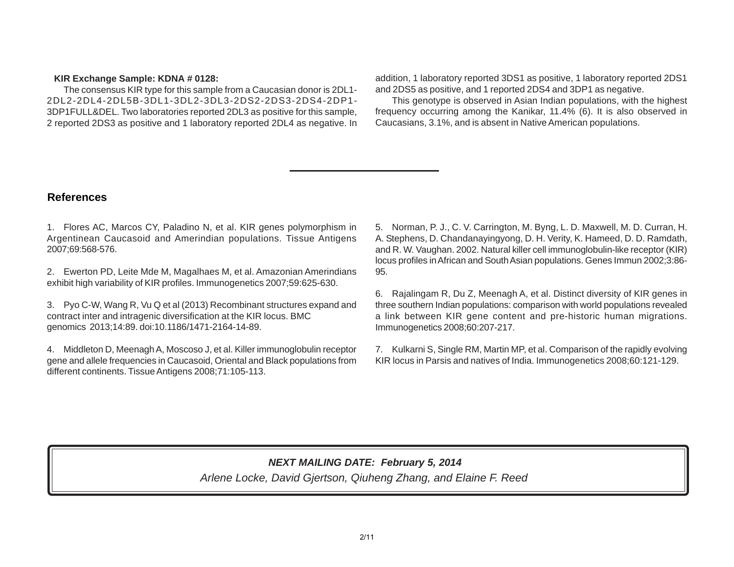**KIR Exchange Sample: KDNA # 0128:**

The consensus KIR type for this sample from a Caucasian donor is 2DL1-2DL2-2DL4-2DL5B-3DL1-3DL2-3DL3-2DS2-2DS3-2DS4-2DP1-3DP1FULL&DEL. Two laboratories reported 2DL3 as positive for this sample, 2 reported 2DS3 as positive and 1 laboratory reported 2DL4 as negative. In addition, 1 laboratory reported 3DS1 as positive, 1 laboratory reported 2DS1 and 2DS5 as positive, and 1 reported 2DS4 and 3DP1 as negative.

This genotype is observed in Asian Indian populations, with the highest frequency occurring among the Kanikar, 11.4% (6). It is also observed in Caucasians, 3.1%, and is absent in Native American populations.

---

## References

1. Flores AC, Marcos CY, Paladino N, et al. KIR genes polymorphism in Argentinean Caucasoid and Amerindian populations. Tissue Antigens 2007;69:568-576.

2. Ewerton PD, Leite Mde M, Magalhaes M, et al. Amazonian Amerindians exhibit high variability of KIR profiles. Immunogenetics 2007;59:625-630.

3. Pyo C-W, Wang R, Vu Q et al (2013) Recombinant structures expand and contract inter and intragenic diversification at the KIR locus. BMC genomics 2013;14:89. doi:10.1186/1471-2164-14-89.

4. Middleton D, Meenagh A, Moscoso J, et al. Killer immunoglobulin receptor gene and allele frequencies in Caucasoid, Oriental and Black populations from different continents. Tissue Antigens 2008;71:105-113.

5. Norman, P. J., C. V. Carrington, M. Byng, L. D. Maxwell, M. D. Curran, H. A. Stephens, D. Chandanayingyong, D. H. Verity, K. Hameed, D. D. Ramdath, and R. W. Vaughan. 2002. Natural killer cell immunoglobulin-like receptor (KIR) locus profiles in African and South Asian populations. Genes Immun 2002;3:86-95.

6. Rajalingam R, Du Z, Meenagh A, et al. Distinct diversity of KIR genes in three southern Indian populations: comparison with world populations revealed a link between KIR gene content and pre-historic human migrations. Immunogenetics 2008;60:207-217.

7. Kulkarni S, Single RM, Martin MP, et al. Comparison of the rapidly evolving KIR locus in Parsis and natives of India. Immunogenetics 2008;60:121-129.

***NEXT MAILING DATE: February 5, 2014***

*Arlene Locke, David Gjertson, Qiuheng Zhang, and Elaine F. Reed*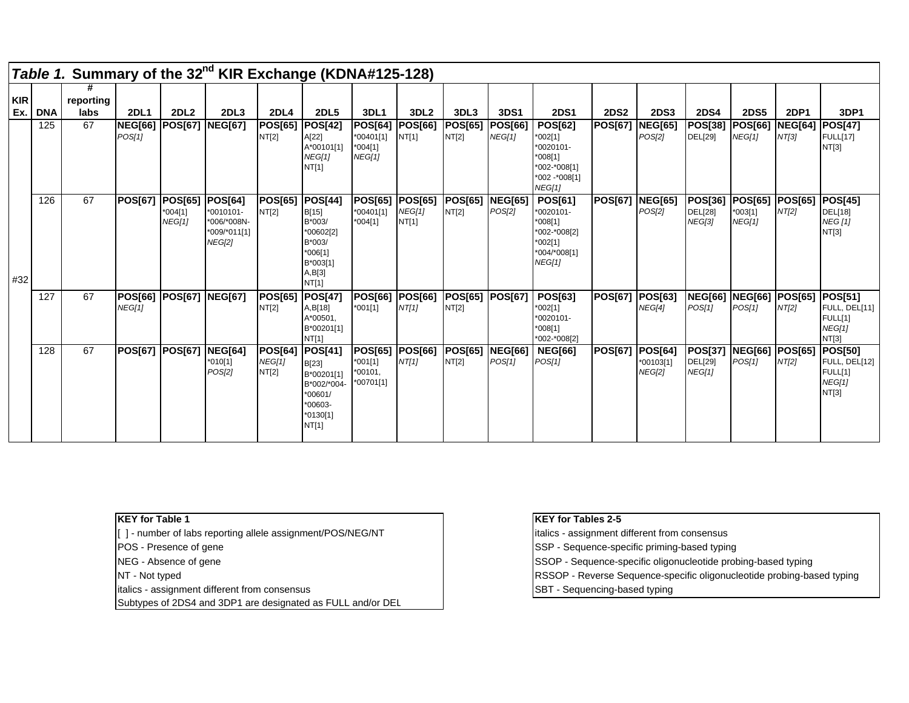### *Table 1.* Summary of the 32[nd] KIR Exchange (KDNA#125-128)

| KIR Ex. | DNA | # reporting labs | 2DL1 | 2DL2 | 2DL3 | 2DL4 | 2DL5 | 3DL1 | 3DL2 | 3DL3 | 3DS1 | 2DS1 | 2DS2 | 2DS3 | 2DS4 | 2DS5 | 2DP1 | 3DP1 |
|---|---|---|---|---|---|---|---|---|---|---|---|---|---|---|---|---|---|---|
| #32 | 125 | 67 | **NEG[66]** *POS[1]* | **POS[67]** | **NEG[67]** | **POS[65]** NT[2] | **POS[42]** A[22] A*00101[1] *NEG[1]* NT[1] | **POS[64]** *00401[1] *004[1] *NEG[1]* | **POS[66]** NT[1] | **POS[65]** NT[2] | **POS[66]** *NEG[1]* | **POS[62]** *002[1] *0020101-*008[1] *002-*008[1] *002 -*008[1] *NEG[1]* | **POS[67]** | **NEG[65]** *POS[2]* | **POS[38]** DEL[29] | **POS[66]** *NEG[1]* | **NEG[64]** *NT[3]* | **POS[47]** FULL[17] NT[3] |
| | 126 | 67 | **POS[67]** | **POS[65]** *004[1] *NEG[1]* | **POS[64]** *0010101-*006/*008N-*009/*011[1] *NEG[2]* | **POS[65]** NT[2] | **POS[44]** B[15] B*003/*00602[2] B*003/*006[1] B*003[1] A,B[3] NT[1] | **POS[65]** *00401[1] *004[1] | **POS[65]** *NEG[1]* NT[1] | **POS[65]** NT[2] | **NEG[65]** *POS[2]* | **POS[61]** *0020101-*008[1] *002-*008[2] *002[1] *004/*008[1] *NEG[1]* | **POS[67]** | **NEG[65]** *POS[2]* | **POS[36]** DEL[28] *NEG[3]* | **POS[65]** *003[1] *NEG[1]* | **POS[65]** *NT[2]* | **POS[45]** DEL[18] *NEG [1]* NT[3] |
| | 127 | 67 | **POS[66]** *NEG[1]* | **POS[67]** | **NEG[67]** | **POS[65]** NT[2] | **POS[47]** A,B[18] A*00501, B*00201[1] NT[1] | **POS[66]** *001[1] | **POS[66]** *NT[1]* | **POS[65]** NT[2] | **POS[67]** | **POS[63]** *002[1] *0020101-*008[1] *002-*008[2] | **POS[67]** | **POS[63]** *NEG[4]* | **NEG[66]** *POS[1]* | **NEG[66]** *POS[1]* | **POS[65]** *NT[2]* | **POS[51]** FULL, DEL[11] FULL[1] *NEG[1]* NT[3] |
| | 128 | 67 | **POS[67]** | **POS[67]** | **NEG[64]** *010[1] *POS[2]* | **POS[64]** *NEG[1]* NT[2] | **POS[41]** B[23] B*00201[1] B*002/*004-*00601/*00603-*0130[1] NT[1] | **POS[65]** *001[1] *00101, *00701[1] | **POS[66]** *NT[1]* | **POS[65]** NT[2] | **NEG[66]** *POS[1]* | **NEG[66]** *POS[1]* | **POS[67]** | **POS[64]** *00103[1] *NEG[2]* | **POS[37]** DEL[29] *NEG[1]* | **NEG[66]** *POS[1]* | **POS[65]** *NT[2]* | **POS[50]** FULL, DEL[12] FULL[1] *NEG[1]* NT[3] |

| KEY for Table 1 |
|---|
| [ ] - number of labs reporting allele assignment/POS/NEG/NT |
| POS - Presence of gene |
| NEG - Absence of gene |
| NT - Not typed |
| italics - assignment different from consensus |
| Subtypes of 2DS4 and 3DP1 are designated as FULL and/or DEL |

| KEY for Tables 2-5 |
|---|
| italics - assignment different from consensus |
| SSP - Sequence-specific priming-based typing |
| SSOP - Sequence-specific oligonucleotide probing-based typing |
| RSSOP - Reverse Sequence-specific oligonucleotide probing-based typing |
| SBT - Sequencing-based typing |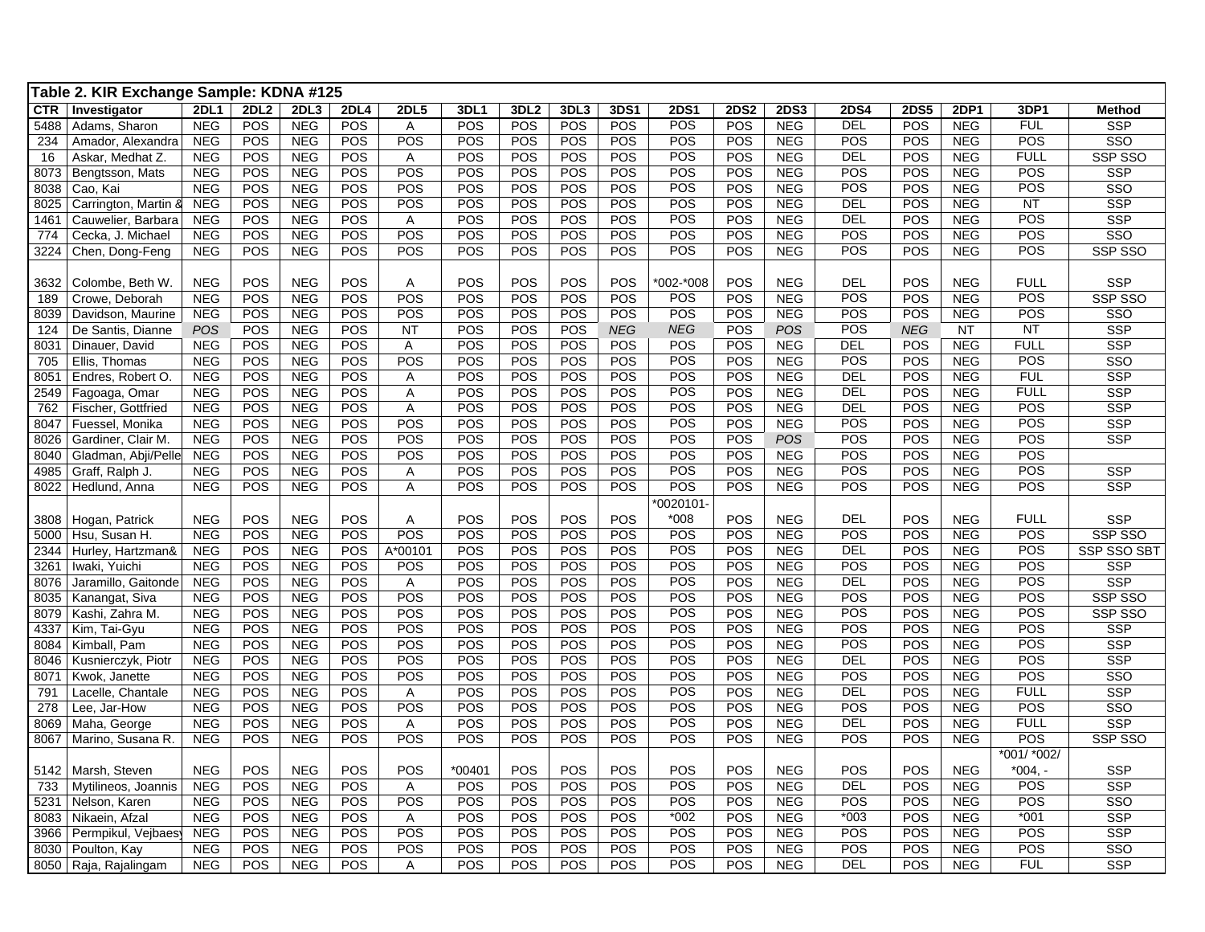**Table 2. KIR Exchange Sample: KDNA #125**

| CTR | Investigator | 2DL1 | 2DL2 | 2DL3 | 2DL4 | 2DL5 | 3DL1 | 3DL2 | 3DL3 | 3DS1 | 2DS1 | 2DS2 | 2DS3 | 2DS4 | 2DS5 | 2DP1 | 3DP1 | Method |
|---|---|---|---|---|---|---|---|---|---|---|---|---|---|---|---|---|---|---|
| 5488 | Adams, Sharon | NEG | POS | NEG | POS | A | POS | POS | POS | POS | POS | POS | NEG | DEL | POS | NEG | FUL | SSP |
| 234 | Amador, Alexandra | NEG | POS | NEG | POS | POS | POS | POS | POS | POS | POS | POS | NEG | POS | POS | NEG | POS | SSO |
| 16 | Askar, Medhat Z. | NEG | POS | NEG | POS | A | POS | POS | POS | POS | POS | POS | NEG | DEL | POS | NEG | FULL | SSP SSO |
| 8073 | Bengtsson, Mats | NEG | POS | NEG | POS | POS | POS | POS | POS | POS | POS | POS | NEG | POS | POS | NEG | POS | SSP |
| 8038 | Cao, Kai | NEG | POS | NEG | POS | POS | POS | POS | POS | POS | POS | POS | NEG | POS | POS | NEG | POS | SSO |
| 8025 | Carrington, Martin & | NEG | POS | NEG | POS | POS | POS | POS | POS | POS | POS | POS | NEG | DEL | POS | NEG | NT | SSP |
| 1461 | Cauwelier, Barbara | NEG | POS | NEG | POS | A | POS | POS | POS | POS | POS | POS | NEG | DEL | POS | NEG | POS | SSP |
| 774 | Cecka, J. Michael | NEG | POS | NEG | POS | POS | POS | POS | POS | POS | POS | POS | NEG | POS | POS | NEG | POS | SSO |
| 3224 | Chen, Dong-Feng | NEG | POS | NEG | POS | POS | POS | POS | POS | POS | POS | POS | NEG | POS | POS | NEG | POS | SSP SSO |
| 3632 | Colombe, Beth W. | NEG | POS | NEG | POS | A | POS | POS | POS | POS | *002-*008 | POS | NEG | DEL | POS | NEG | FULL | SSP |
| 189 | Crowe, Deborah | NEG | POS | NEG | POS | POS | POS | POS | POS | POS | POS | POS | NEG | POS | POS | NEG | POS | SSP SSO |
| 8039 | Davidson, Maurine | NEG | POS | NEG | POS | POS | POS | POS | POS | POS | POS | POS | NEG | POS | POS | NEG | POS | SSO |
| 124 | De Santis, Dianne | *POS* | POS | NEG | POS | NT | POS | POS | POS | *NEG* | *NEG* | POS | *POS* | POS | *NEG* | NT | NT | SSP |
| 8031 | Dinauer, David | NEG | POS | NEG | POS | A | POS | POS | POS | POS | POS | POS | NEG | DEL | POS | NEG | FULL | SSP |
| 705 | Ellis, Thomas | NEG | POS | NEG | POS | POS | POS | POS | POS | POS | POS | POS | NEG | POS | POS | NEG | POS | SSO |
| 8051 | Endres, Robert O. | NEG | POS | NEG | POS | A | POS | POS | POS | POS | POS | POS | NEG | DEL | POS | NEG | FUL | SSP |
| 2549 | Fagoaga, Omar | NEG | POS | NEG | POS | A | POS | POS | POS | POS | POS | POS | NEG | DEL | POS | NEG | FULL | SSP |
| 762 | Fischer, Gottfried | NEG | POS | NEG | POS | A | POS | POS | POS | POS | POS | POS | NEG | DEL | POS | NEG | POS | SSP |
| 8047 | Fuessel, Monika | NEG | POS | NEG | POS | POS | POS | POS | POS | POS | POS | POS | NEG | POS | POS | NEG | POS | SSP |
| 8026 | Gardiner, Clair M. | NEG | POS | NEG | POS | POS | POS | POS | POS | POS | POS | POS | *POS* | POS | POS | NEG | POS | SSP |
| 8040 | Gladman, Abji/Pelle | NEG | POS | NEG | POS | POS | POS | POS | POS | POS | POS | POS | NEG | POS | POS | NEG | POS | |
| 4985 | Graff, Ralph J. | NEG | POS | NEG | POS | A | POS | POS | POS | POS | POS | POS | NEG | POS | POS | NEG | POS | SSP |
| 8022 | Hedlund, Anna | NEG | POS | NEG | POS | A | POS | POS | POS | POS | POS | POS | NEG | POS | POS | NEG | POS | SSP |
| 3808 | Hogan, Patrick | NEG | POS | NEG | POS | A | POS | POS | POS | POS | *0020101-*008 | POS | NEG | DEL | POS | NEG | FULL | SSP |
| 5000 | Hsu, Susan H. | NEG | POS | NEG | POS | POS | POS | POS | POS | POS | POS | POS | NEG | POS | POS | NEG | POS | SSP SSO |
| 2344 | Hurley, Hartzman& | NEG | POS | NEG | POS | A*00101 | POS | POS | POS | POS | POS | POS | NEG | DEL | POS | NEG | POS | SSP SSO SBT |
| 3261 | Iwaki, Yuichi | NEG | POS | NEG | POS | POS | POS | POS | POS | POS | POS | POS | NEG | POS | POS | NEG | POS | SSP |
| 8076 | Jaramillo, Gaitonde | NEG | POS | NEG | POS | A | POS | POS | POS | POS | POS | POS | NEG | DEL | POS | NEG | POS | SSP |
| 8035 | Kanangat, Siva | NEG | POS | NEG | POS | POS | POS | POS | POS | POS | POS | POS | NEG | POS | POS | NEG | POS | SSP SSO |
| 8079 | Kashi, Zahra M. | NEG | POS | NEG | POS | POS | POS | POS | POS | POS | POS | POS | NEG | POS | POS | NEG | POS | SSP SSO |
| 4337 | Kim, Tai-Gyu | NEG | POS | NEG | POS | POS | POS | POS | POS | POS | POS | POS | NEG | POS | POS | NEG | POS | SSP |
| 8084 | Kimball, Pam | NEG | POS | NEG | POS | POS | POS | POS | POS | POS | POS | POS | NEG | POS | POS | NEG | POS | SSP |
| 8046 | Kusnierczyk, Piotr | NEG | POS | NEG | POS | POS | POS | POS | POS | POS | POS | POS | NEG | DEL | POS | NEG | POS | SSP |
| 8071 | Kwok, Janette | NEG | POS | NEG | POS | POS | POS | POS | POS | POS | POS | POS | NEG | POS | POS | NEG | POS | SSO |
| 791 | Lacelle, Chantale | NEG | POS | NEG | POS | A | POS | POS | POS | POS | POS | POS | NEG | DEL | POS | NEG | FULL | SSP |
| 278 | Lee, Jar-How | NEG | POS | NEG | POS | POS | POS | POS | POS | POS | POS | POS | NEG | POS | POS | NEG | POS | SSO |
| 8069 | Maha, George | NEG | POS | NEG | POS | A | POS | POS | POS | POS | POS | POS | NEG | DEL | POS | NEG | FULL | SSP |
| 8067 | Marino, Susana R. | NEG | POS | NEG | POS | POS | POS | POS | POS | POS | POS | POS | NEG | POS | POS | NEG | POS | SSP SSO |
| 5142 | Marsh, Steven | NEG | POS | NEG | POS | POS | *00401 | POS | POS | POS | POS | POS | NEG | POS | POS | NEG | *001/ *002/ *004, - | SSP |
| 733 | Mytilineos, Joannis | NEG | POS | NEG | POS | A | POS | POS | POS | POS | POS | POS | NEG | DEL | POS | NEG | POS | SSP |
| 5231 | Nelson, Karen | NEG | POS | NEG | POS | POS | POS | POS | POS | POS | POS | POS | NEG | POS | POS | NEG | POS | SSO |
| 8083 | Nikaein, Afzal | NEG | POS | NEG | POS | A | POS | POS | POS | POS | *002 | POS | NEG | *003 | POS | NEG | *001 | SSP |
| 3966 | Permpikul, Vejbaesy | NEG | POS | NEG | POS | POS | POS | POS | POS | POS | POS | POS | NEG | POS | POS | NEG | POS | SSP |
| 8030 | Poulton, Kay | NEG | POS | NEG | POS | POS | POS | POS | POS | POS | POS | POS | NEG | POS | POS | NEG | POS | SSO |
| 8050 | Raja, Rajalingam | NEG | POS | NEG | POS | A | POS | POS | POS | POS | POS | POS | NEG | DEL | POS | NEG | FUL | SSP |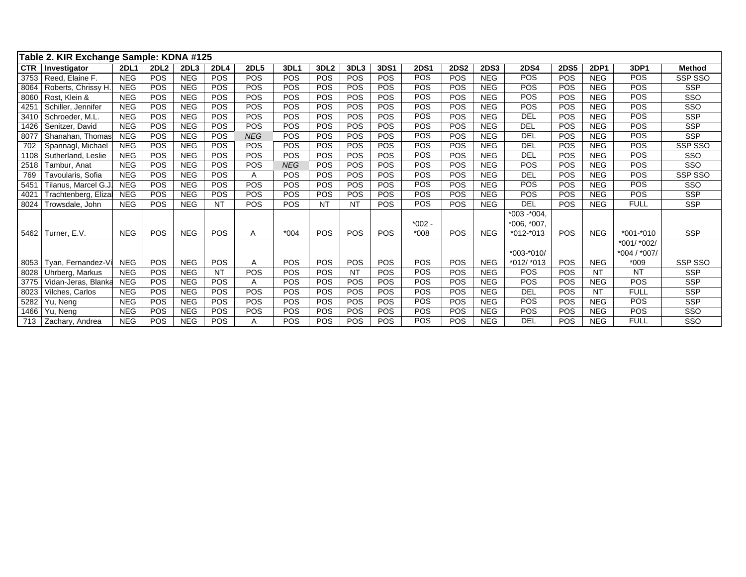**Table 2. KIR Exchange Sample: KDNA #125**

| CTR | Investigator | 2DL1 | 2DL2 | 2DL3 | 2DL4 | 2DL5 | 3DL1 | 3DL2 | 3DL3 | 3DS1 | 2DS1 | 2DS2 | 2DS3 | 2DS4 | 2DS5 | 2DP1 | 3DP1 | Method |
|---|---|---|---|---|---|---|---|---|---|---|---|---|---|---|---|---|---|---|
| 3753 | Reed, Elaine F. | NEG | POS | NEG | POS | POS | POS | POS | POS | POS | POS | POS | NEG | POS | POS | NEG | POS | SSP SSO |
| 8064 | Roberts, Chrissy H. | NEG | POS | NEG | POS | POS | POS | POS | POS | POS | POS | POS | NEG | POS | POS | NEG | POS | SSP |
| 8060 | Rost, Klein & | NEG | POS | NEG | POS | POS | POS | POS | POS | POS | POS | POS | NEG | POS | POS | NEG | POS | SSO |
| 4251 | Schiller, Jennifer | NEG | POS | NEG | POS | POS | POS | POS | POS | POS | POS | POS | NEG | POS | POS | NEG | POS | SSO |
| 3410 | Schroeder, M.L. | NEG | POS | NEG | POS | POS | POS | POS | POS | POS | POS | POS | NEG | DEL | POS | NEG | POS | SSP |
| 1426 | Senitzer, David | NEG | POS | NEG | POS | POS | POS | POS | POS | POS | POS | POS | NEG | DEL | POS | NEG | POS | SSP |
| 8077 | Shanahan, Thomas | NEG | POS | NEG | POS | *NEG* | POS | POS | POS | POS | POS | POS | NEG | DEL | POS | NEG | POS | SSP |
| 702 | Spannagl, Michael | NEG | POS | NEG | POS | POS | POS | POS | POS | POS | POS | POS | NEG | DEL | POS | NEG | POS | SSP SSO |
| 1108 | Sutherland, Leslie | NEG | POS | NEG | POS | POS | POS | POS | POS | POS | POS | POS | NEG | DEL | POS | NEG | POS | SSO |
| 2518 | Tambur, Anat | NEG | POS | NEG | POS | POS | *NEG* | POS | POS | POS | POS | POS | NEG | POS | POS | NEG | POS | SSO |
| 769 | Tavoularis, Sofia | NEG | POS | NEG | POS | A | POS | POS | POS | POS | POS | POS | NEG | DEL | POS | NEG | POS | SSP SSO |
| 5451 | Tilanus, Marcel G.J. | NEG | POS | NEG | POS | POS | POS | POS | POS | POS | POS | POS | NEG | POS | POS | NEG | POS | SSO |
| 4021 | Trachtenberg, Elizal | NEG | POS | NEG | POS | POS | POS | POS | POS | POS | POS | POS | NEG | POS | POS | NEG | POS | SSP |
| 8024 | Trowsdale, John | NEG | POS | NEG | NT | POS | POS | NT | NT | POS | POS | POS | NEG | DEL | POS | NEG | FULL | SSP |
| 5462 | Turner, E.V. | NEG | POS | NEG | POS | A | *004 | POS | POS | POS | *002 - *008 | POS | NEG | *003 -*004, *006, *007, *012-*013 | POS | NEG | *001-*010 | SSP |
| 8053 | Tyan, Fernandez-Vi | NEG | POS | NEG | POS | A | POS | POS | POS | POS | POS | POS | NEG | *003-*010/ *012/ *013 | POS | NEG | *001/ *002/ *004 / *007/ *009 | SSP SSO |
| 8028 | Uhrberg, Markus | NEG | POS | NEG | NT | POS | POS | POS | NT | POS | POS | POS | NEG | POS | POS | NT | NT | SSP |
| 3775 | Vidan-Jeras, Blanka | NEG | POS | NEG | POS | A | POS | POS | POS | POS | POS | POS | NEG | POS | POS | NEG | POS | SSP |
| 8023 | Vilches, Carlos | NEG | POS | NEG | POS | POS | POS | POS | POS | POS | POS | POS | NEG | DEL | POS | NT | FULL | SSP |
| 5282 | Yu, Neng | NEG | POS | NEG | POS | POS | POS | POS | POS | POS | POS | POS | NEG | POS | POS | NEG | POS | SSP |
| 1466 | Yu, Neng | NEG | POS | NEG | POS | POS | POS | POS | POS | POS | POS | POS | NEG | POS | POS | NEG | POS | SSO |
| 713 | Zachary, Andrea | NEG | POS | NEG | POS | A | POS | POS | POS | POS | POS | POS | NEG | DEL | POS | NEG | FULL | SSO |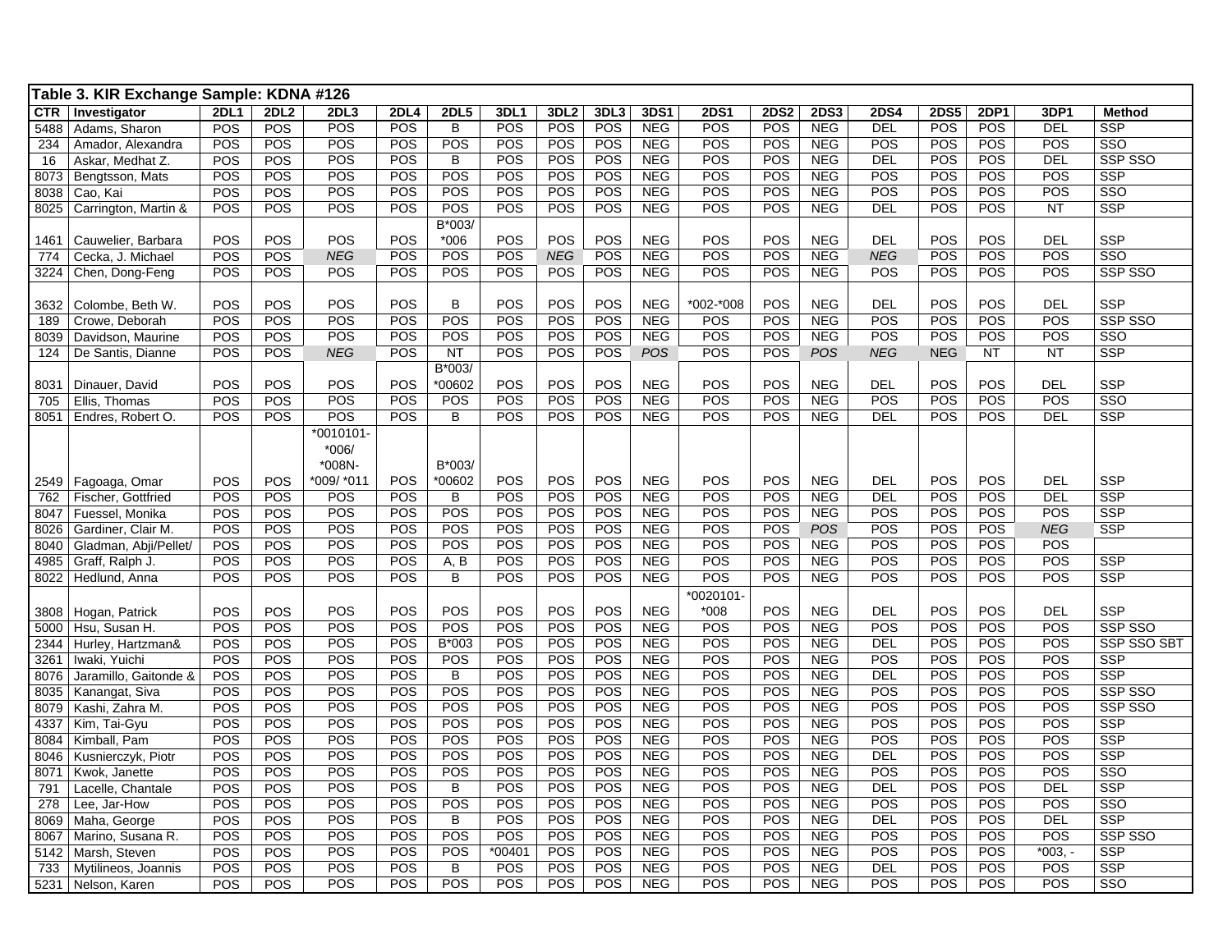**Table 3. KIR Exchange Sample: KDNA #126**

| CTR | Investigator | 2DL1 | 2DL2 | 2DL3 | 2DL4 | 2DL5 | 3DL1 | 3DL2 | 3DL3 | 3DS1 | 2DS1 | 2DS2 | 2DS3 | 2DS4 | 2DS5 | 2DP1 | 3DP1 | Method |
|---|---|---|---|---|---|---|---|---|---|---|---|---|---|---|---|---|---|---|
| 5488 | Adams, Sharon | POS | POS | POS | POS | B | POS | POS | POS | NEG | POS | POS | NEG | DEL | POS | POS | DEL | SSP |
| 234 | Amador, Alexandra | POS | POS | POS | POS | POS | POS | POS | POS | NEG | POS | POS | NEG | POS | POS | POS | POS | SSO |
| 16 | Askar, Medhat Z. | POS | POS | POS | POS | B | POS | POS | POS | NEG | POS | POS | NEG | DEL | POS | POS | DEL | SSP SSO |
| 8073 | Bengtsson, Mats | POS | POS | POS | POS | POS | POS | POS | POS | NEG | POS | POS | NEG | POS | POS | POS | POS | SSP |
| 8038 | Cao, Kai | POS | POS | POS | POS | POS | POS | POS | POS | NEG | POS | POS | NEG | POS | POS | POS | POS | SSO |
| 8025 | Carrington, Martin & | POS | POS | POS | POS | POS | POS | POS | POS | NEG | POS | POS | NEG | DEL | POS | POS | NT | SSP |
| 1461 | Cauwelier, Barbara | POS | POS | POS | POS | B*003/ *006 | POS | POS | POS | NEG | POS | POS | NEG | DEL | POS | POS | DEL | SSP |
| 774 | Cecka, J. Michael | POS | POS | *NEG* | POS | POS | POS | *NEG* | POS | NEG | POS | POS | NEG | *NEG* | POS | POS | POS | SSO |
| 3224 | Chen, Dong-Feng | POS | POS | POS | POS | POS | POS | POS | POS | NEG | POS | POS | NEG | POS | POS | POS | POS | SSP SSO |
| 3632 | Colombe, Beth W. | POS | POS | POS | POS | B | POS | POS | POS | NEG | *002-*008 | POS | NEG | DEL | POS | POS | DEL | SSP |
| 189 | Crowe, Deborah | POS | POS | POS | POS | POS | POS | POS | POS | NEG | POS | POS | NEG | POS | POS | POS | POS | SSP SSO |
| 8039 | Davidson, Maurine | POS | POS | POS | POS | POS | POS | POS | POS | NEG | POS | POS | NEG | POS | POS | POS | POS | SSO |
| 124 | De Santis, Dianne | POS | POS | *NEG* | POS | NT | POS | POS | POS | *POS* | POS | POS | *POS* | *NEG* | NEG | NT | NT | SSP |
| 8031 | Dinauer, David | POS | POS | POS | POS | B*003/ *00602 | POS | POS | POS | NEG | POS | POS | NEG | DEL | POS | POS | DEL | SSP |
| 705 | Ellis, Thomas | POS | POS | POS | POS | POS | POS | POS | POS | NEG | POS | POS | NEG | POS | POS | POS | POS | SSO |
| 8051 | Endres, Robert O. | POS | POS | POS | POS | B | POS | POS | POS | NEG | POS | POS | NEG | DEL | POS | POS | DEL | SSP |
| 2549 | Fagoaga, Omar | POS | POS | *0010101- *006/ *008N- *009/ *011 | POS | B*003/ *00602 | POS | POS | POS | NEG | POS | POS | NEG | DEL | POS | POS | DEL | SSP |
| 762 | Fischer, Gottfried | POS | POS | POS | POS | B | POS | POS | POS | NEG | POS | POS | NEG | DEL | POS | POS | DEL | SSP |
| 8047 | Fuessel, Monika | POS | POS | POS | POS | POS | POS | POS | POS | NEG | POS | POS | NEG | POS | POS | POS | POS | SSP |
| 8026 | Gardiner, Clair M. | POS | POS | POS | POS | POS | POS | POS | POS | NEG | POS | POS | *POS* | POS | POS | POS | *NEG* | SSP |
| 8040 | Gladman, Abji/Pellet/ | POS | POS | POS | POS | POS | POS | POS | POS | NEG | POS | POS | NEG | POS | POS | POS | POS | |
| 4985 | Graff, Ralph J. | POS | POS | POS | POS | A, B | POS | POS | POS | NEG | POS | POS | NEG | POS | POS | POS | POS | SSP |
| 8022 | Hedlund, Anna | POS | POS | POS | POS | B | POS | POS | POS | NEG | POS | POS | NEG | POS | POS | POS | POS | SSP |
| 3808 | Hogan, Patrick | POS | POS | POS | POS | POS | POS | POS | POS | NEG | *0020101- *008 | POS | NEG | DEL | POS | POS | DEL | SSP |
| 5000 | Hsu, Susan H. | POS | POS | POS | POS | POS | POS | POS | POS | NEG | POS | POS | NEG | POS | POS | POS | POS | SSP SSO |
| 2344 | Hurley, Hartzman& | POS | POS | POS | POS | B*003 | POS | POS | POS | NEG | POS | POS | NEG | DEL | POS | POS | POS | SSP SSO SBT |
| 3261 | Iwaki, Yuichi | POS | POS | POS | POS | POS | POS | POS | POS | NEG | POS | POS | NEG | POS | POS | POS | POS | SSP |
| 8076 | Jaramillo, Gaitonde & | POS | POS | POS | POS | B | POS | POS | POS | NEG | POS | POS | NEG | DEL | POS | POS | POS | SSP |
| 8035 | Kanangat, Siva | POS | POS | POS | POS | POS | POS | POS | POS | NEG | POS | POS | NEG | POS | POS | POS | POS | SSP SSO |
| 8079 | Kashi, Zahra M. | POS | POS | POS | POS | POS | POS | POS | POS | NEG | POS | POS | NEG | POS | POS | POS | POS | SSP SSO |
| 4337 | Kim, Tai-Gyu | POS | POS | POS | POS | POS | POS | POS | POS | NEG | POS | POS | NEG | POS | POS | POS | POS | SSP |
| 8084 | Kimball, Pam | POS | POS | POS | POS | POS | POS | POS | POS | NEG | POS | POS | NEG | POS | POS | POS | POS | SSP |
| 8046 | Kusnierczyk, Piotr | POS | POS | POS | POS | POS | POS | POS | POS | NEG | POS | POS | NEG | DEL | POS | POS | POS | SSP |
| 8071 | Kwok, Janette | POS | POS | POS | POS | POS | POS | POS | POS | NEG | POS | POS | NEG | POS | POS | POS | POS | SSO |
| 791 | Lacelle, Chantale | POS | POS | POS | POS | B | POS | POS | POS | NEG | POS | POS | NEG | DEL | POS | POS | DEL | SSP |
| 278 | Lee, Jar-How | POS | POS | POS | POS | POS | POS | POS | POS | NEG | POS | POS | NEG | POS | POS | POS | POS | SSO |
| 8069 | Maha, George | POS | POS | POS | POS | B | POS | POS | POS | NEG | POS | POS | NEG | DEL | POS | POS | DEL | SSP |
| 8067 | Marino, Susana R. | POS | POS | POS | POS | POS | POS | POS | POS | NEG | POS | POS | NEG | POS | POS | POS | POS | SSP SSO |
| 5142 | Marsh, Steven | POS | POS | POS | POS | POS | *00401 | POS | POS | NEG | POS | POS | NEG | POS | POS | POS | *003, - | SSP |
| 733 | Mytilineos, Joannis | POS | POS | POS | POS | B | POS | POS | POS | NEG | POS | POS | NEG | DEL | POS | POS | POS | SSP |
| 5231 | Nelson, Karen | POS | POS | POS | POS | POS | POS | POS | POS | NEG | POS | POS | NEG | POS | POS | POS | POS | SSO |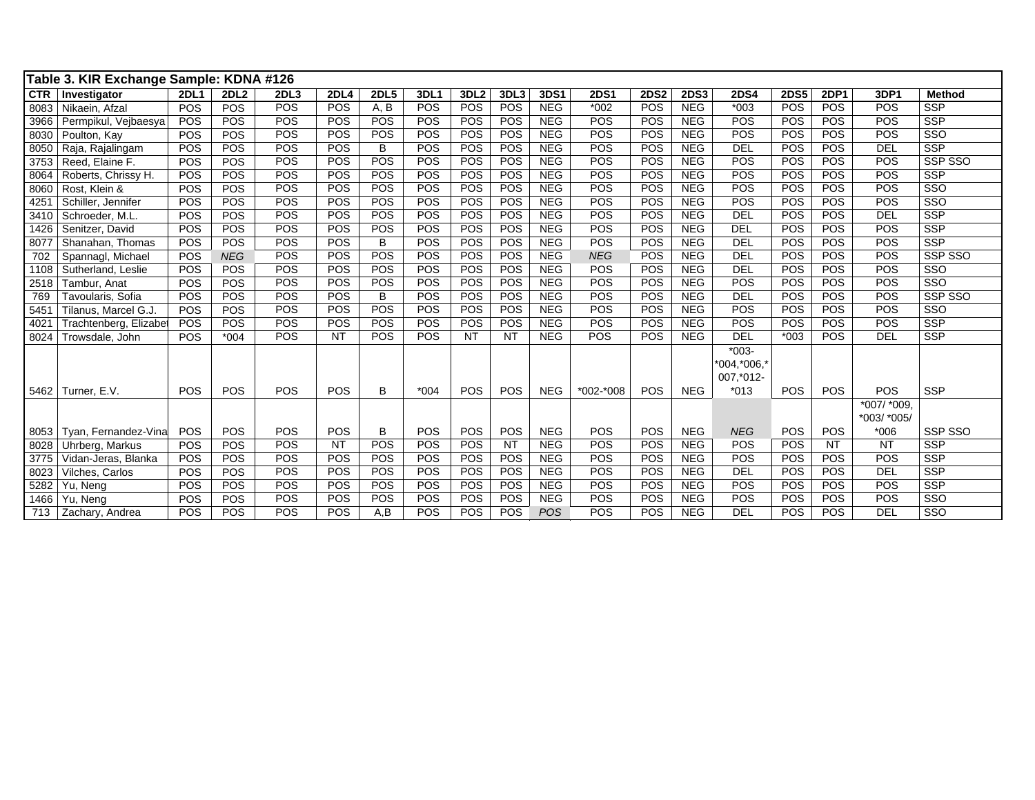| Table 3. KIR Exchange Sample: KDNA #126 | | | | | | | | | | | | | | | | | | | |
|---|---|---|---|---|---|---|---|---|---|---|---|---|---|---|---|---|---|---|---|
| CTR | Investigator | 2DL1 | 2DL2 | 2DL3 | 2DL4 | 2DL5 | 3DL1 | 3DL2 | 3DL3 | 3DS1 | 2DS1 | 2DS2 | 2DS3 | 2DS4 | 2DS5 | 2DP1 | 3DP1 | Method |
| 8083 | Nikaein, Afzal | POS | POS | POS | POS | A, B | POS | POS | POS | NEG | *002 | POS | NEG | *003 | POS | POS | POS | SSP |
| 3966 | Permpikul, Vejbaesya | POS | POS | POS | POS | POS | POS | POS | POS | NEG | POS | POS | NEG | POS | POS | POS | POS | SSP |
| 8030 | Poulton, Kay | POS | POS | POS | POS | POS | POS | POS | POS | NEG | POS | POS | NEG | POS | POS | POS | POS | SSO |
| 8050 | Raja, Rajalingam | POS | POS | POS | POS | B | POS | POS | POS | NEG | POS | POS | NEG | DEL | POS | POS | DEL | SSP |
| 3753 | Reed, Elaine F. | POS | POS | POS | POS | POS | POS | POS | POS | NEG | POS | POS | NEG | POS | POS | POS | POS | SSP SSO |
| 8064 | Roberts, Chrissy H. | POS | POS | POS | POS | POS | POS | POS | POS | NEG | POS | POS | NEG | POS | POS | POS | POS | SSP |
| 8060 | Rost, Klein & | POS | POS | POS | POS | POS | POS | POS | POS | NEG | POS | POS | NEG | POS | POS | POS | POS | SSO |
| 4251 | Schiller, Jennifer | POS | POS | POS | POS | POS | POS | POS | POS | NEG | POS | POS | NEG | POS | POS | POS | POS | SSO |
| 3410 | Schroeder, M.L. | POS | POS | POS | POS | POS | POS | POS | POS | NEG | POS | POS | NEG | DEL | POS | POS | DEL | SSP |
| 1426 | Senitzer, David | POS | POS | POS | POS | POS | POS | POS | POS | NEG | POS | POS | NEG | DEL | POS | POS | POS | SSP |
| 8077 | Shanahan, Thomas | POS | POS | POS | POS | B | POS | POS | POS | NEG | POS | POS | NEG | DEL | POS | POS | POS | SSP |
| 702 | Spannagl, Michael | POS | *NEG* | POS | POS | POS | POS | POS | POS | NEG | *NEG* | POS | NEG | DEL | POS | POS | POS | SSP SSO |
| 1108 | Sutherland, Leslie | POS | POS | POS | POS | POS | POS | POS | POS | NEG | POS | POS | NEG | DEL | POS | POS | POS | SSO |
| 2518 | Tambur, Anat | POS | POS | POS | POS | POS | POS | POS | POS | NEG | POS | POS | NEG | POS | POS | POS | POS | SSO |
| 769 | Tavoularis, Sofia | POS | POS | POS | POS | B | POS | POS | POS | NEG | POS | POS | NEG | DEL | POS | POS | POS | SSP SSO |
| 5451 | Tilanus, Marcel G.J. | POS | POS | POS | POS | POS | POS | POS | POS | NEG | POS | POS | NEG | POS | POS | POS | POS | SSO |
| 4021 | Trachtenberg, Elizabet | POS | POS | POS | POS | POS | POS | POS | POS | NEG | POS | POS | NEG | POS | POS | POS | POS | SSP |
| 8024 | Trowsdale, John | POS | *004 | POS | NT | POS | POS | NT | NT | NEG | POS | POS | NEG | DEL | *003 | POS | DEL | SSP |
| 5462 | Turner, E.V. | POS | POS | POS | POS | B | *004 | POS | POS | NEG | *002-*008 | POS | NEG | *003-*004,*006,*007,*012-*013 | POS | POS | POS | SSP |
| 8053 | Tyan, Fernandez-Vina | POS | POS | POS | POS | B | POS | POS | POS | NEG | POS | POS | NEG | *NEG* | POS | POS | *007/ *009, *003/ *005/ *006 | SSP SSO |
| 8028 | Uhrberg, Markus | POS | POS | POS | NT | POS | POS | POS | NT | NEG | POS | POS | NEG | POS | POS | NT | NT | SSP |
| 3775 | Vidan-Jeras, Blanka | POS | POS | POS | POS | POS | POS | POS | POS | NEG | POS | POS | NEG | POS | POS | POS | POS | SSP |
| 8023 | Vilches, Carlos | POS | POS | POS | POS | POS | POS | POS | POS | NEG | POS | POS | NEG | DEL | POS | POS | DEL | SSP |
| 5282 | Yu, Neng | POS | POS | POS | POS | POS | POS | POS | POS | NEG | POS | POS | NEG | POS | POS | POS | POS | SSP |
| 1466 | Yu, Neng | POS | POS | POS | POS | POS | POS | POS | POS | NEG | POS | POS | NEG | POS | POS | POS | POS | SSO |
| 713 | Zachary, Andrea | POS | POS | POS | POS | A,B | POS | POS | POS | *POS* | POS | POS | NEG | DEL | POS | POS | DEL | SSO |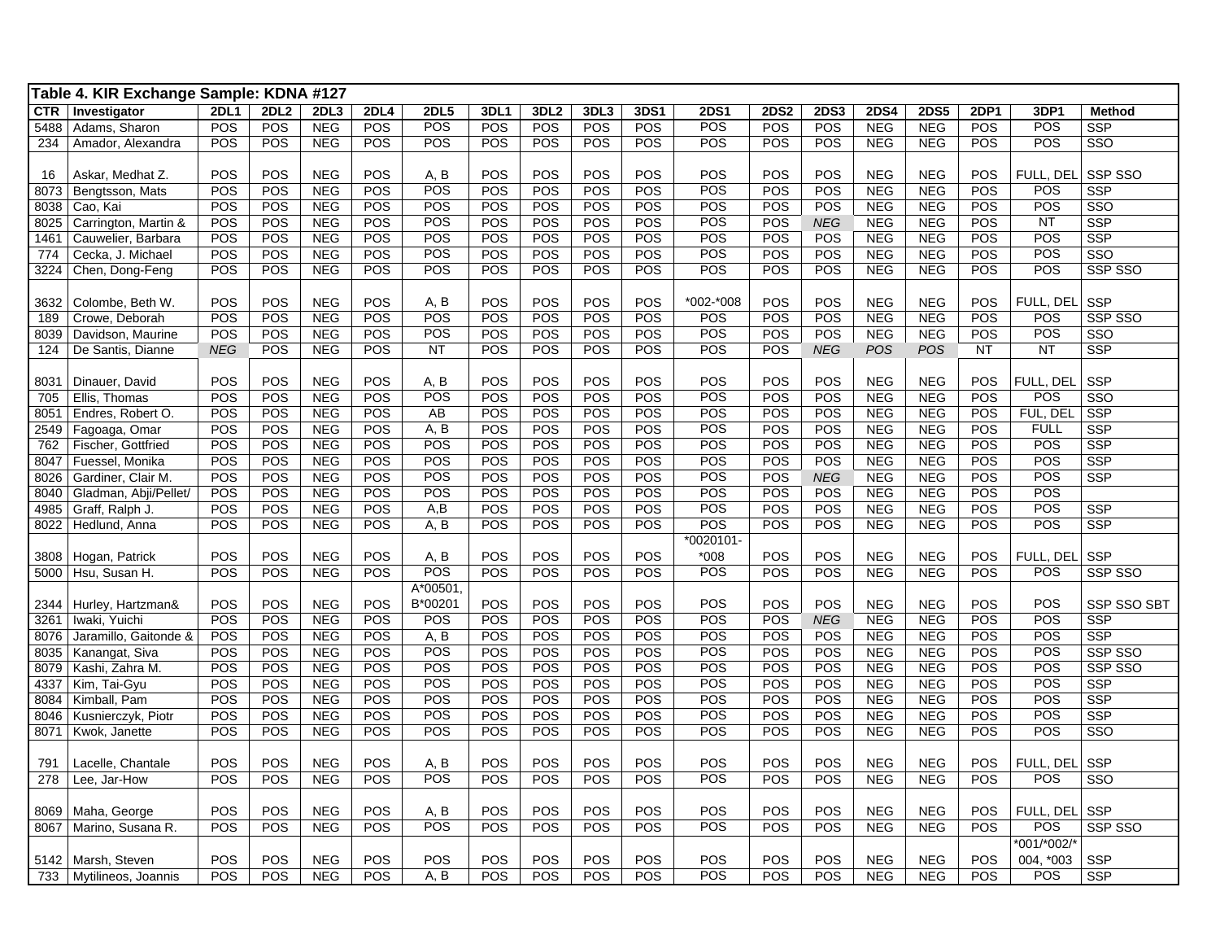**Table 4. KIR Exchange Sample: KDNA #127**

| CTR | Investigator | 2DL1 | 2DL2 | 2DL3 | 2DL4 | 2DL5 | 3DL1 | 3DL2 | 3DL3 | 3DS1 | 2DS1 | 2DS2 | 2DS3 | 2DS4 | 2DS5 | 2DP1 | 3DP1 | Method |
|---|---|---|---|---|---|---|---|---|---|---|---|---|---|---|---|---|---|---|
| 5488 | Adams, Sharon | POS | POS | NEG | POS | POS | POS | POS | POS | POS | POS | POS | POS | NEG | NEG | POS | POS | SSP |
| 234 | Amador, Alexandra | POS | POS | NEG | POS | POS | POS | POS | POS | POS | POS | POS | POS | NEG | NEG | POS | POS | SSO |
| 16 | Askar, Medhat Z. | POS | POS | NEG | POS | A, B | POS | POS | POS | POS | POS | POS | POS | NEG | NEG | POS | FULL, DEL | SSP SSO |
| 8073 | Bengtsson, Mats | POS | POS | NEG | POS | POS | POS | POS | POS | POS | POS | POS | POS | NEG | NEG | POS | POS | SSP |
| 8038 | Cao, Kai | POS | POS | NEG | POS | POS | POS | POS | POS | POS | POS | POS | POS | NEG | NEG | POS | POS | SSO |
| 8025 | Carrington, Martin & | POS | POS | NEG | POS | POS | POS | POS | POS | POS | POS | POS | *NEG* | NEG | NEG | POS | NT | SSP |
| 1461 | Cauwelier, Barbara | POS | POS | NEG | POS | POS | POS | POS | POS | POS | POS | POS | POS | NEG | NEG | POS | POS | SSP |
| 774 | Cecka, J. Michael | POS | POS | NEG | POS | POS | POS | POS | POS | POS | POS | POS | POS | NEG | NEG | POS | POS | SSO |
| 3224 | Chen, Dong-Feng | POS | POS | NEG | POS | POS | POS | POS | POS | POS | POS | POS | POS | NEG | NEG | POS | POS | SSP SSO |
| 3632 | Colombe, Beth W. | POS | POS | NEG | POS | A, B | POS | POS | POS | POS | *002-*008 | POS | POS | NEG | NEG | POS | FULL, DEL | SSP |
| 189 | Crowe, Deborah | POS | POS | NEG | POS | POS | POS | POS | POS | POS | POS | POS | POS | NEG | NEG | POS | POS | SSP SSO |
| 8039 | Davidson, Maurine | POS | POS | NEG | POS | POS | POS | POS | POS | POS | POS | POS | POS | NEG | NEG | POS | POS | SSO |
| 124 | De Santis, Dianne | *NEG* | POS | NEG | POS | NT | POS | POS | POS | POS | POS | POS | *NEG* | *POS* | *POS* | NT | NT | SSP |
| 8031 | Dinauer, David | POS | POS | NEG | POS | A, B | POS | POS | POS | POS | POS | POS | POS | NEG | NEG | POS | FULL, DEL | SSP |
| 705 | Ellis, Thomas | POS | POS | NEG | POS | POS | POS | POS | POS | POS | POS | POS | POS | NEG | NEG | POS | POS | SSO |
| 8051 | Endres, Robert O. | POS | POS | NEG | POS | AB | POS | POS | POS | POS | POS | POS | POS | NEG | NEG | POS | FUL, DEL | SSP |
| 2549 | Fagoaga, Omar | POS | POS | NEG | POS | A, B | POS | POS | POS | POS | POS | POS | POS | NEG | NEG | POS | FULL | SSP |
| 762 | Fischer, Gottfried | POS | POS | NEG | POS | POS | POS | POS | POS | POS | POS | POS | POS | NEG | NEG | POS | POS | SSP |
| 8047 | Fuessel, Monika | POS | POS | NEG | POS | POS | POS | POS | POS | POS | POS | POS | POS | NEG | NEG | POS | POS | SSP |
| 8026 | Gardiner, Clair M. | POS | POS | NEG | POS | POS | POS | POS | POS | POS | POS | POS | *NEG* | NEG | NEG | POS | POS | SSP |
| 8040 | Gladman, Abji/Pellet/ | POS | POS | NEG | POS | POS | POS | POS | POS | POS | POS | POS | POS | NEG | NEG | POS | POS | |
| 4985 | Graff, Ralph J. | POS | POS | NEG | POS | A,B | POS | POS | POS | POS | POS | POS | POS | NEG | NEG | POS | POS | SSP |
| 8022 | Hedlund, Anna | POS | POS | NEG | POS | A, B | POS | POS | POS | POS | POS | POS | POS | NEG | NEG | POS | POS | SSP |
| 3808 | Hogan, Patrick | POS | POS | NEG | POS | A, B | POS | POS | POS | POS | *0020101-*008 | POS | POS | NEG | NEG | POS | FULL, DEL | SSP |
| 5000 | Hsu, Susan H. | POS | POS | NEG | POS | POS | POS | POS | POS | POS | POS | POS | POS | NEG | NEG | POS | POS | SSP SSO |
| 2344 | Hurley, Hartzman& | POS | POS | NEG | POS | A*00501, B*00201 | POS | POS | POS | POS | POS | POS | POS | NEG | NEG | POS | POS | SSP SSO SBT |
| 3261 | Iwaki, Yuichi | POS | POS | NEG | POS | POS | POS | POS | POS | POS | POS | POS | *NEG* | NEG | NEG | POS | POS | SSP |
| 8076 | Jaramillo, Gaitonde & | POS | POS | NEG | POS | A, B | POS | POS | POS | POS | POS | POS | POS | NEG | NEG | POS | POS | SSP |
| 8035 | Kanangat, Siva | POS | POS | NEG | POS | POS | POS | POS | POS | POS | POS | POS | POS | NEG | NEG | POS | POS | SSP SSO |
| 8079 | Kashi, Zahra M. | POS | POS | NEG | POS | POS | POS | POS | POS | POS | POS | POS | POS | NEG | NEG | POS | POS | SSP SSO |
| 4337 | Kim, Tai-Gyu | POS | POS | NEG | POS | POS | POS | POS | POS | POS | POS | POS | POS | NEG | NEG | POS | POS | SSP |
| 8084 | Kimball, Pam | POS | POS | NEG | POS | POS | POS | POS | POS | POS | POS | POS | POS | NEG | NEG | POS | POS | SSP |
| 8046 | Kusnierczyk, Piotr | POS | POS | NEG | POS | POS | POS | POS | POS | POS | POS | POS | POS | NEG | NEG | POS | POS | SSP |
| 8071 | Kwok, Janette | POS | POS | NEG | POS | POS | POS | POS | POS | POS | POS | POS | POS | NEG | NEG | POS | POS | SSO |
| 791 | Lacelle, Chantale | POS | POS | NEG | POS | A, B | POS | POS | POS | POS | POS | POS | POS | NEG | NEG | POS | FULL, DEL | SSP |
| 278 | Lee, Jar-How | POS | POS | NEG | POS | POS | POS | POS | POS | POS | POS | POS | POS | NEG | NEG | POS | POS | SSO |
| 8069 | Maha, George | POS | POS | NEG | POS | A, B | POS | POS | POS | POS | POS | POS | POS | NEG | NEG | POS | FULL, DEL | SSP |
| 8067 | Marino, Susana R. | POS | POS | NEG | POS | POS | POS | POS | POS | POS | POS | POS | POS | NEG | NEG | POS | POS | SSP SSO |
| 5142 | Marsh, Steven | POS | POS | NEG | POS | POS | POS | POS | POS | POS | POS | POS | POS | NEG | NEG | POS | *001/*002/*004, *003 | SSP |
| 733 | Mytilineos, Joannis | POS | POS | NEG | POS | A, B | POS | POS | POS | POS | POS | POS | POS | NEG | NEG | POS | POS | SSP |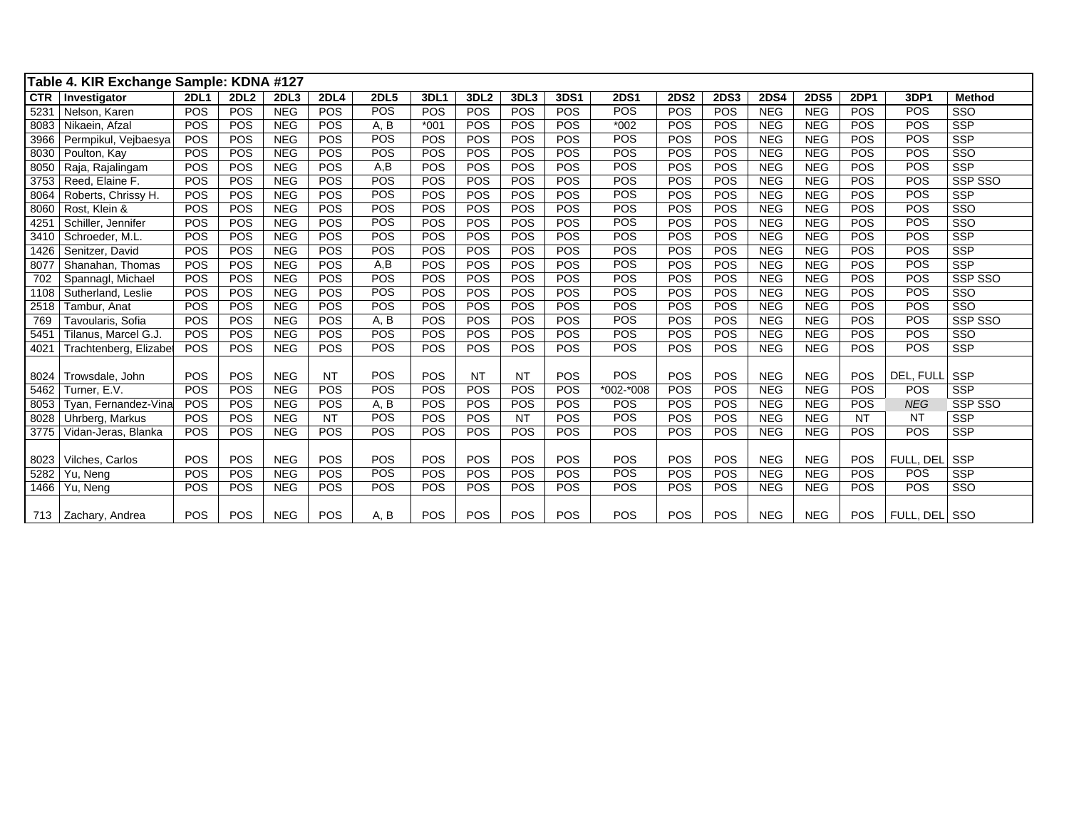| Table 4. KIR Exchange Sample: KDNA #127 | | | | | | | | | | | | | | | | | | | |
|---|---|---|---|---|---|---|---|---|---|---|---|---|---|---|---|---|---|---|---|
| CTR | Investigator | 2DL1 | 2DL2 | 2DL3 | 2DL4 | 2DL5 | 3DL1 | 3DL2 | 3DL3 | 3DS1 | 2DS1 | 2DS2 | 2DS3 | 2DS4 | 2DS5 | 2DP1 | 3DP1 | Method |
| 5231 | Nelson, Karen | POS | POS | NEG | POS | POS | POS | POS | POS | POS | POS | POS | POS | NEG | NEG | POS | POS | SSO |
| 8083 | Nikaein, Afzal | POS | POS | NEG | POS | A, B | *001 | POS | POS | POS | *002 | POS | POS | NEG | NEG | POS | POS | SSP |
| 3966 | Permpikul, Vejbaesya | POS | POS | NEG | POS | POS | POS | POS | POS | POS | POS | POS | POS | NEG | NEG | POS | POS | SSP |
| 8030 | Poulton, Kay | POS | POS | NEG | POS | POS | POS | POS | POS | POS | POS | POS | POS | NEG | NEG | POS | POS | SSO |
| 8050 | Raja, Rajalingam | POS | POS | NEG | POS | A,B | POS | POS | POS | POS | POS | POS | POS | NEG | NEG | POS | POS | SSP |
| 3753 | Reed, Elaine F. | POS | POS | NEG | POS | POS | POS | POS | POS | POS | POS | POS | POS | NEG | NEG | POS | POS | SSP SSO |
| 8064 | Roberts, Chrissy H. | POS | POS | NEG | POS | POS | POS | POS | POS | POS | POS | POS | POS | NEG | NEG | POS | POS | SSP |
| 8060 | Rost, Klein & | POS | POS | NEG | POS | POS | POS | POS | POS | POS | POS | POS | POS | NEG | NEG | POS | POS | SSO |
| 4251 | Schiller, Jennifer | POS | POS | NEG | POS | POS | POS | POS | POS | POS | POS | POS | POS | NEG | NEG | POS | POS | SSO |
| 3410 | Schroeder, M.L. | POS | POS | NEG | POS | POS | POS | POS | POS | POS | POS | POS | POS | NEG | NEG | POS | POS | SSP |
| 1426 | Senitzer, David | POS | POS | NEG | POS | POS | POS | POS | POS | POS | POS | POS | POS | NEG | NEG | POS | POS | SSP |
| 8077 | Shanahan, Thomas | POS | POS | NEG | POS | A,B | POS | POS | POS | POS | POS | POS | POS | NEG | NEG | POS | POS | SSP |
| 702 | Spannagl, Michael | POS | POS | NEG | POS | POS | POS | POS | POS | POS | POS | POS | POS | NEG | NEG | POS | POS | SSP SSO |
| 1108 | Sutherland, Leslie | POS | POS | NEG | POS | POS | POS | POS | POS | POS | POS | POS | POS | NEG | NEG | POS | POS | SSO |
| 2518 | Tambur, Anat | POS | POS | NEG | POS | POS | POS | POS | POS | POS | POS | POS | POS | NEG | NEG | POS | POS | SSO |
| 769 | Tavoularis, Sofia | POS | POS | NEG | POS | A, B | POS | POS | POS | POS | POS | POS | POS | NEG | NEG | POS | POS | SSP SSO |
| 5451 | Tilanus, Marcel G.J. | POS | POS | NEG | POS | POS | POS | POS | POS | POS | POS | POS | POS | NEG | NEG | POS | POS | SSO |
| 4021 | Trachtenberg, Elizabet | POS | POS | NEG | POS | POS | POS | POS | POS | POS | POS | POS | POS | NEG | NEG | POS | POS | SSP |
| 8024 | Trowsdale, John | POS | POS | NEG | NT | POS | POS | NT | NT | POS | POS | POS | POS | NEG | NEG | POS | DEL, FULL | SSP |
| 5462 | Turner, E.V. | POS | POS | NEG | POS | POS | POS | POS | POS | POS | *002-*008 | POS | POS | NEG | NEG | POS | POS | SSP |
| 8053 | Tyan, Fernandez-Vina | POS | POS | NEG | POS | A, B | POS | POS | POS | POS | POS | POS | POS | NEG | NEG | POS | *NEG* | SSP SSO |
| 8028 | Uhrberg, Markus | POS | POS | NEG | NT | POS | POS | POS | NT | POS | POS | POS | POS | NEG | NEG | NT | NT | SSP |
| 3775 | Vidan-Jeras, Blanka | POS | POS | NEG | POS | POS | POS | POS | POS | POS | POS | POS | POS | NEG | NEG | POS | POS | SSP |
| 8023 | Vilches, Carlos | POS | POS | NEG | POS | POS | POS | POS | POS | POS | POS | POS | POS | NEG | NEG | POS | FULL, DEL | SSP |
| 5282 | Yu, Neng | POS | POS | NEG | POS | POS | POS | POS | POS | POS | POS | POS | POS | NEG | NEG | POS | POS | SSP |
| 1466 | Yu, Neng | POS | POS | NEG | POS | POS | POS | POS | POS | POS | POS | POS | POS | NEG | NEG | POS | POS | SSO |
| 713 | Zachary, Andrea | POS | POS | NEG | POS | A, B | POS | POS | POS | POS | POS | POS | POS | NEG | NEG | POS | FULL, DEL | SSO |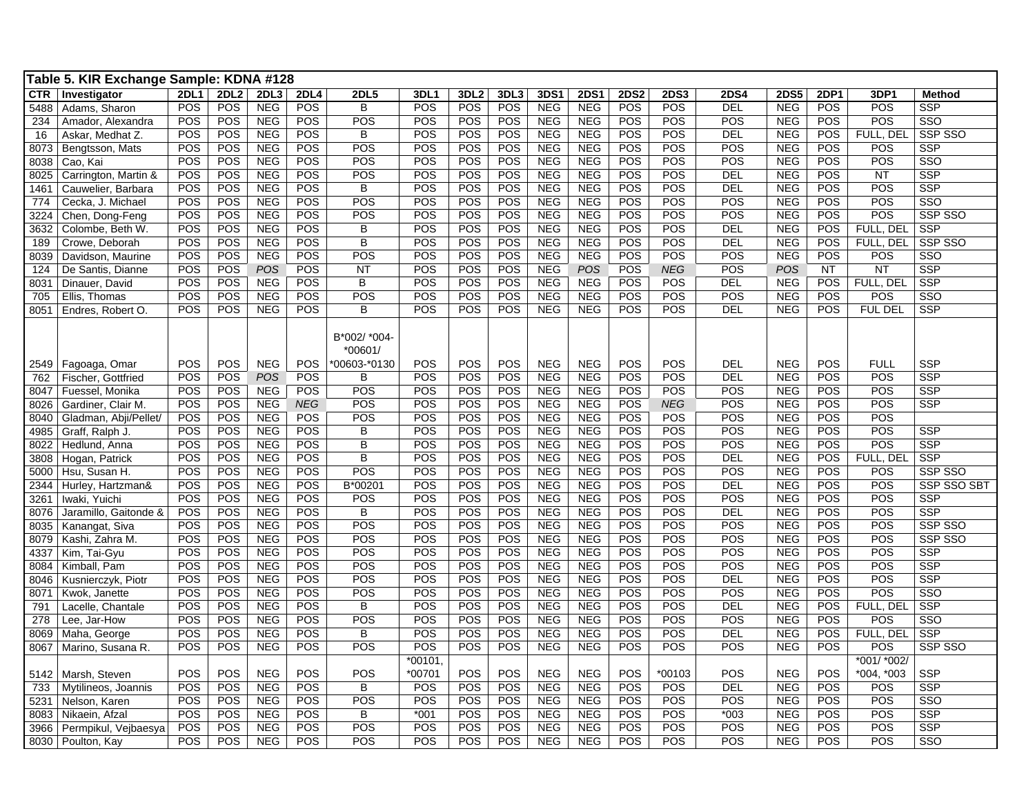**Table 5. KIR Exchange Sample: KDNA #128**

| CTR | Investigator | 2DL1 | 2DL2 | 2DL3 | 2DL4 | 2DL5 | 3DL1 | 3DL2 | 3DL3 | 3DS1 | 2DS1 | 2DS2 | 2DS3 | 2DS4 | 2DS5 | 2DP1 | 3DP1 | Method |
|---|---|---|---|---|---|---|---|---|---|---|---|---|---|---|---|---|---|---|
| 5488 | Adams, Sharon | POS | POS | NEG | POS | B | POS | POS | POS | NEG | NEG | POS | POS | DEL | NEG | POS | POS | SSP |
| 234 | Amador, Alexandra | POS | POS | NEG | POS | POS | POS | POS | POS | NEG | NEG | POS | POS | POS | NEG | POS | POS | SSO |
| 16 | Askar, Medhat Z. | POS | POS | NEG | POS | B | POS | POS | POS | NEG | NEG | POS | POS | DEL | NEG | POS | FULL, DEL | SSP SSO |
| 8073 | Bengtsson, Mats | POS | POS | NEG | POS | POS | POS | POS | POS | NEG | NEG | POS | POS | POS | NEG | POS | POS | SSP |
| 8038 | Cao, Kai | POS | POS | NEG | POS | POS | POS | POS | POS | NEG | NEG | POS | POS | POS | NEG | POS | POS | SSO |
| 8025 | Carrington, Martin & | POS | POS | NEG | POS | POS | POS | POS | POS | NEG | NEG | POS | POS | DEL | NEG | POS | NT | SSP |
| 1461 | Cauwelier, Barbara | POS | POS | NEG | POS | B | POS | POS | POS | NEG | NEG | POS | POS | DEL | NEG | POS | POS | SSP |
| 774 | Cecka, J. Michael | POS | POS | NEG | POS | POS | POS | POS | POS | NEG | NEG | POS | POS | POS | NEG | POS | POS | SSO |
| 3224 | Chen, Dong-Feng | POS | POS | NEG | POS | POS | POS | POS | POS | NEG | NEG | POS | POS | POS | NEG | POS | POS | SSP SSO |
| 3632 | Colombe, Beth W. | POS | POS | NEG | POS | B | POS | POS | POS | NEG | NEG | POS | POS | DEL | NEG | POS | FULL, DEL | SSP |
| 189 | Crowe, Deborah | POS | POS | NEG | POS | B | POS | POS | POS | NEG | NEG | POS | POS | DEL | NEG | POS | FULL, DEL | SSP SSO |
| 8039 | Davidson, Maurine | POS | POS | NEG | POS | POS | POS | POS | POS | NEG | NEG | POS | POS | POS | NEG | POS | POS | SSO |
| 124 | De Santis, Dianne | POS | POS | *POS* | POS | NT | POS | POS | POS | NEG | *POS* | POS | *NEG* | POS | *POS* | NT | NT | SSP |
| 8031 | Dinauer, David | POS | POS | NEG | POS | B | POS | POS | POS | NEG | NEG | POS | POS | DEL | NEG | POS | FULL, DEL | SSP |
| 705 | Ellis, Thomas | POS | POS | NEG | POS | POS | POS | POS | POS | NEG | NEG | POS | POS | POS | NEG | POS | POS | SSO |
| 8051 | Endres, Robert O. | POS | POS | NEG | POS | B | POS | POS | POS | NEG | NEG | POS | POS | DEL | NEG | POS | FUL DEL | SSP |
| 2549 | Fagoaga, Omar | POS | POS | NEG | POS | B*002/ *004- *00601/ *00603-*0130 | POS | POS | POS | NEG | NEG | POS | POS | DEL | NEG | POS | FULL | SSP |
| 762 | Fischer, Gottfried | POS | POS | *POS* | POS | B | POS | POS | POS | NEG | NEG | POS | POS | DEL | NEG | POS | POS | SSP |
| 8047 | Fuessel, Monika | POS | POS | NEG | POS | POS | POS | POS | POS | NEG | NEG | POS | POS | POS | NEG | POS | POS | SSP |
| 8026 | Gardiner, Clair M. | POS | POS | NEG | *NEG* | POS | POS | POS | POS | NEG | NEG | POS | *NEG* | POS | NEG | POS | POS | SSP |
| 8040 | Gladman, Abji/Pellet/ | POS | POS | NEG | POS | POS | POS | POS | POS | NEG | NEG | POS | POS | POS | NEG | POS | POS | |
| 4985 | Graff, Ralph J. | POS | POS | NEG | POS | B | POS | POS | POS | NEG | NEG | POS | POS | POS | NEG | POS | POS | SSP |
| 8022 | Hedlund, Anna | POS | POS | NEG | POS | B | POS | POS | POS | NEG | NEG | POS | POS | POS | NEG | POS | POS | SSP |
| 3808 | Hogan, Patrick | POS | POS | NEG | POS | B | POS | POS | POS | NEG | NEG | POS | POS | DEL | NEG | POS | FULL, DEL | SSP |
| 5000 | Hsu, Susan H. | POS | POS | NEG | POS | POS | POS | POS | POS | NEG | NEG | POS | POS | POS | NEG | POS | POS | SSP SSO |
| 2344 | Hurley, Hartzman& | POS | POS | NEG | POS | B*00201 | POS | POS | POS | NEG | NEG | POS | POS | DEL | NEG | POS | POS | SSP SSO SBT |
| 3261 | Iwaki, Yuichi | POS | POS | NEG | POS | POS | POS | POS | POS | NEG | NEG | POS | POS | POS | NEG | POS | POS | SSP |
| 8076 | Jaramillo, Gaitonde & | POS | POS | NEG | POS | B | POS | POS | POS | NEG | NEG | POS | POS | DEL | NEG | POS | POS | SSP |
| 8035 | Kanangat, Siva | POS | POS | NEG | POS | POS | POS | POS | POS | NEG | NEG | POS | POS | POS | NEG | POS | POS | SSP SSO |
| 8079 | Kashi, Zahra M. | POS | POS | NEG | POS | POS | POS | POS | POS | NEG | NEG | POS | POS | POS | NEG | POS | POS | SSP SSO |
| 4337 | Kim, Tai-Gyu | POS | POS | NEG | POS | POS | POS | POS | POS | NEG | NEG | POS | POS | POS | NEG | POS | POS | SSP |
| 8084 | Kimball, Pam | POS | POS | NEG | POS | POS | POS | POS | POS | NEG | NEG | POS | POS | POS | NEG | POS | POS | SSP |
| 8046 | Kusnierczyk, Piotr | POS | POS | NEG | POS | POS | POS | POS | POS | NEG | NEG | POS | POS | DEL | NEG | POS | POS | SSP |
| 8071 | Kwok, Janette | POS | POS | NEG | POS | POS | POS | POS | POS | NEG | NEG | POS | POS | POS | NEG | POS | POS | SSO |
| 791 | Lacelle, Chantale | POS | POS | NEG | POS | B | POS | POS | POS | NEG | NEG | POS | POS | DEL | NEG | POS | FULL, DEL | SSP |
| 278 | Lee, Jar-How | POS | POS | NEG | POS | POS | POS | POS | POS | NEG | NEG | POS | POS | POS | NEG | POS | POS | SSO |
| 8069 | Maha, George | POS | POS | NEG | POS | B | POS | POS | POS | NEG | NEG | POS | POS | DEL | NEG | POS | FULL, DEL | SSP |
| 8067 | Marino, Susana R. | POS | POS | NEG | POS | POS | POS | POS | POS | NEG | NEG | POS | POS | POS | NEG | POS | POS | SSP SSO |
| 5142 | Marsh, Steven | POS | POS | NEG | POS | POS | *00101, *00701 | POS | POS | NEG | NEG | POS | *00103 | POS | NEG | POS | *001/ *002/ *004, *003 | SSP |
| 733 | Mytilineos, Joannis | POS | POS | NEG | POS | B | POS | POS | POS | NEG | NEG | POS | POS | DEL | NEG | POS | POS | SSP |
| 5231 | Nelson, Karen | POS | POS | NEG | POS | POS | POS | POS | POS | NEG | NEG | POS | POS | POS | NEG | POS | POS | SSO |
| 8083 | Nikaein, Afzal | POS | POS | NEG | POS | B | *001 | POS | POS | NEG | NEG | POS | POS | *003 | NEG | POS | POS | SSP |
| 3966 | Permpikul, Vejbaesya | POS | POS | NEG | POS | POS | POS | POS | POS | NEG | NEG | POS | POS | POS | NEG | POS | POS | SSP |
| 8030 | Poulton, Kay | POS | POS | NEG | POS | POS | POS | POS | POS | NEG | NEG | POS | POS | POS | NEG | POS | POS | SSO |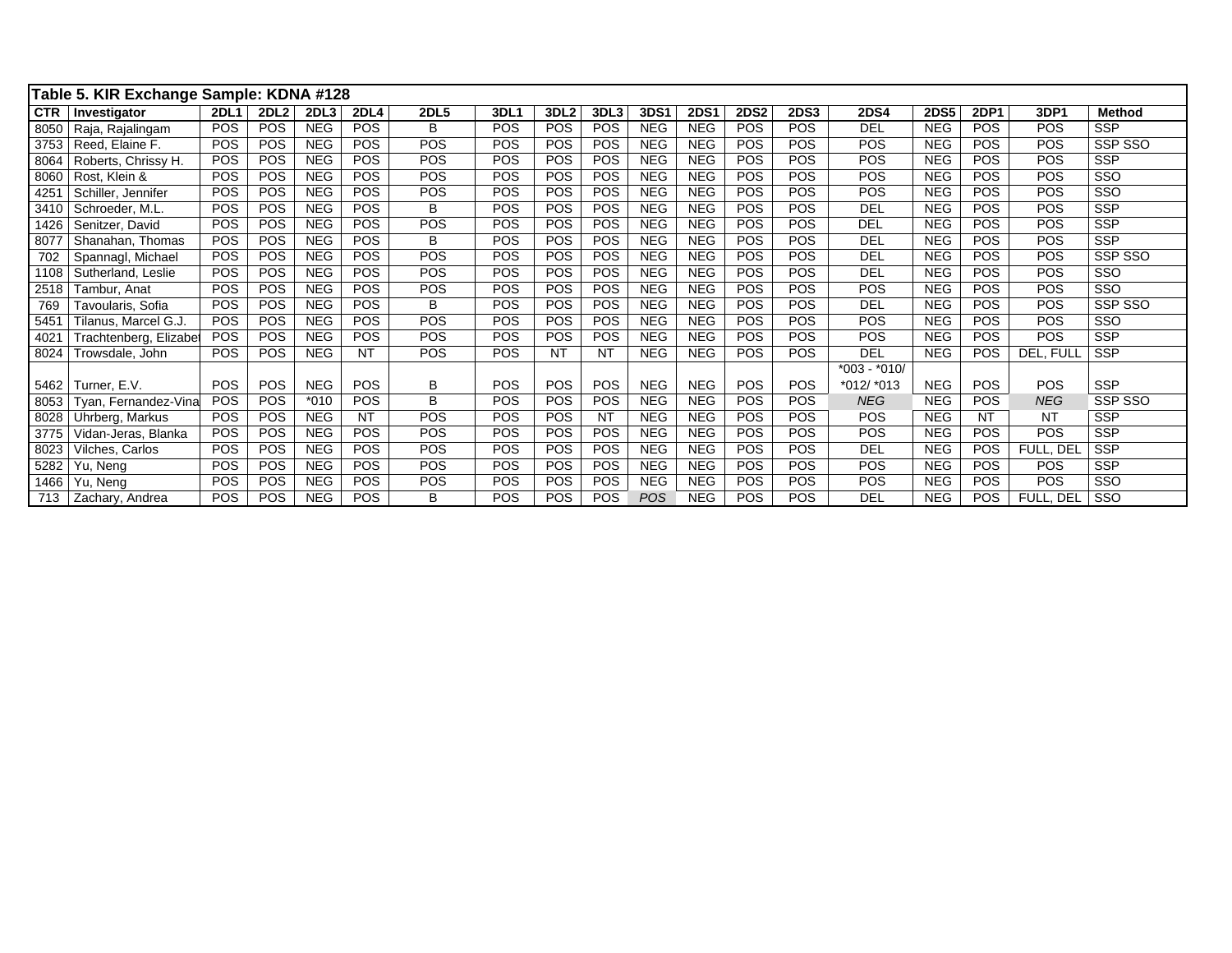**Table 5. KIR Exchange Sample: KDNA #128**

| CTR | Investigator | 2DL1 | 2DL2 | 2DL3 | 2DL4 | 2DL5 | 3DL1 | 3DL2 | 3DL3 | 3DS1 | 2DS1 | 2DS2 | 2DS3 | 2DS4 | 2DS5 | 2DP1 | 3DP1 | Method |
|---|---|---|---|---|---|---|---|---|---|---|---|---|---|---|---|---|---|---|
| 8050 | Raja, Rajalingam | POS | POS | NEG | POS | B | POS | POS | POS | NEG | NEG | POS | POS | DEL | NEG | POS | POS | SSP |
| 3753 | Reed, Elaine F. | POS | POS | NEG | POS | POS | POS | POS | POS | NEG | NEG | POS | POS | POS | NEG | POS | POS | SSP SSO |
| 8064 | Roberts, Chrissy H. | POS | POS | NEG | POS | POS | POS | POS | POS | NEG | NEG | POS | POS | POS | NEG | POS | POS | SSP |
| 8060 | Rost, Klein & | POS | POS | NEG | POS | POS | POS | POS | POS | NEG | NEG | POS | POS | POS | NEG | POS | POS | SSO |
| 4251 | Schiller, Jennifer | POS | POS | NEG | POS | POS | POS | POS | POS | NEG | NEG | POS | POS | POS | NEG | POS | POS | SSO |
| 3410 | Schroeder, M.L. | POS | POS | NEG | POS | B | POS | POS | POS | NEG | NEG | POS | POS | DEL | NEG | POS | POS | SSP |
| 1426 | Senitzer, David | POS | POS | NEG | POS | POS | POS | POS | POS | NEG | NEG | POS | POS | DEL | NEG | POS | POS | SSP |
| 8077 | Shanahan, Thomas | POS | POS | NEG | POS | B | POS | POS | POS | NEG | NEG | POS | POS | DEL | NEG | POS | POS | SSP |
| 702 | Spannagl, Michael | POS | POS | NEG | POS | POS | POS | POS | POS | NEG | NEG | POS | POS | DEL | NEG | POS | POS | SSP SSO |
| 1108 | Sutherland, Leslie | POS | POS | NEG | POS | POS | POS | POS | POS | NEG | NEG | POS | POS | DEL | NEG | POS | POS | SSO |
| 2518 | Tambur, Anat | POS | POS | NEG | POS | POS | POS | POS | POS | NEG | NEG | POS | POS | POS | NEG | POS | POS | SSO |
| 769 | Tavoularis, Sofia | POS | POS | NEG | POS | B | POS | POS | POS | NEG | NEG | POS | POS | DEL | NEG | POS | POS | SSP SSO |
| 5451 | Tilanus, Marcel G.J. | POS | POS | NEG | POS | POS | POS | POS | POS | NEG | NEG | POS | POS | POS | NEG | POS | POS | SSO |
| 4021 | Trachtenberg, Elizabet | POS | POS | NEG | POS | POS | POS | POS | POS | NEG | NEG | POS | POS | POS | NEG | POS | POS | SSP |
| 8024 | Trowsdale, John | POS | POS | NEG | NT | POS | POS | NT | NT | NEG | NEG | POS | POS | DEL | NEG | POS | DEL, FULL | SSP |
| 5462 | Turner, E.V. | POS | POS | NEG | POS | B | POS | POS | POS | NEG | NEG | POS | POS | *003 - *010/ *012/ *013 | NEG | POS | POS | SSP |
| 8053 | Tyan, Fernandez-Vina | POS | POS | *010 | POS | B | POS | POS | POS | NEG | NEG | POS | POS | *NEG* | NEG | POS | *NEG* | SSP SSO |
| 8028 | Uhrberg, Markus | POS | POS | NEG | NT | POS | POS | POS | NT | NEG | NEG | POS | POS | POS | NEG | NT | NT | SSP |
| 3775 | Vidan-Jeras, Blanka | POS | POS | NEG | POS | POS | POS | POS | POS | NEG | NEG | POS | POS | POS | NEG | POS | POS | SSP |
| 8023 | Vilches, Carlos | POS | POS | NEG | POS | POS | POS | POS | POS | NEG | NEG | POS | POS | DEL | NEG | POS | FULL, DEL | SSP |
| 5282 | Yu, Neng | POS | POS | NEG | POS | POS | POS | POS | POS | NEG | NEG | POS | POS | POS | NEG | POS | POS | SSP |
| 1466 | Yu, Neng | POS | POS | NEG | POS | POS | POS | POS | POS | NEG | NEG | POS | POS | POS | NEG | POS | POS | SSO |
| 713 | Zachary, Andrea | POS | POS | NEG | POS | B | POS | POS | POS | *POS* | NEG | POS | POS | DEL | NEG | POS | FULL, DEL | SSO |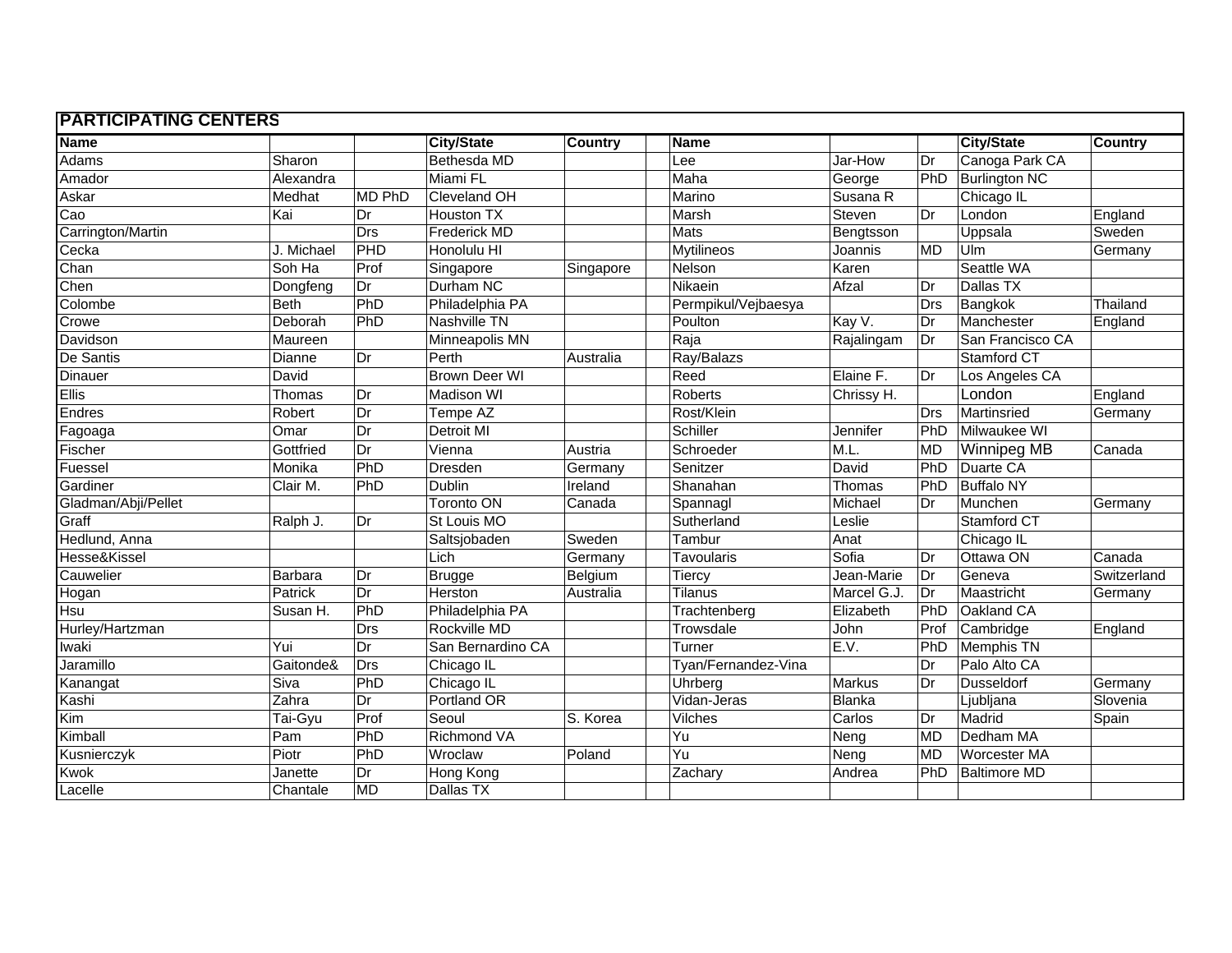## PARTICIPATING CENTERS

| Name | | | City/State | Country | | Name | | | City/State | Country |
|---|---|---|---|---|---|---|---|---|---|---|
| Adams | Sharon | | Bethesda MD | | | Lee | Jar-How | Dr | Canoga Park CA | |
| Amador | Alexandra | | Miami FL | | | Maha | George | PhD | Burlington NC | |
| Askar | Medhat | MD PhD | Cleveland OH | | | Marino | Susana R | | Chicago IL | |
| Cao | Kai | Dr | Houston TX | | | Marsh | Steven | Dr | London | England |
| Carrington/Martin | | Drs | Frederick MD | | | Mats | Bengtsson | | Uppsala | Sweden |
| Cecka | J. Michael | PHD | Honolulu HI | | | Mytilineos | Joannis | MD | Ulm | Germany |
| Chan | Soh Ha | Prof | Singapore | Singapore | | Nelson | Karen | | Seattle WA | |
| Chen | Dongfeng | Dr | Durham NC | | | Nikaein | Afzal | Dr | Dallas TX | |
| Colombe | Beth | PhD | Philadelphia PA | | | Permpikul/Vejbaesya | | Drs | Bangkok | Thailand |
| Crowe | Deborah | PhD | Nashville TN | | | Poulton | Kay V. | Dr | Manchester | England |
| Davidson | Maureen | | Minneapolis MN | | | Raja | Rajalingam | Dr | San Francisco CA | |
| De Santis | Dianne | Dr | Perth | Australia | | Ray/Balazs | | | Stamford CT | |
| Dinauer | David | | Brown Deer WI | | | Reed | Elaine F. | Dr | Los Angeles CA | |
| Ellis | Thomas | Dr | Madison WI | | | Roberts | Chrissy H. | | London | England |
| Endres | Robert | Dr | Tempe AZ | | | Rost/Klein | | Drs | Martinsried | Germany |
| Fagoaga | Omar | Dr | Detroit MI | | | Schiller | Jennifer | PhD | Milwaukee WI | |
| Fischer | Gottfried | Dr | Vienna | Austria | | Schroeder | M.L. | MD | Winnipeg MB | Canada |
| Fuessel | Monika | PhD | Dresden | Germany | | Senitzer | David | PhD | Duarte CA | |
| Gardiner | Clair M. | PhD | Dublin | Ireland | | Shanahan | Thomas | PhD | Buffalo NY | |
| Gladman/Abji/Pellet | | | Toronto ON | Canada | | Spannagl | Michael | Dr | Munchen | Germany |
| Graff | Ralph J. | Dr | St Louis MO | | | Sutherland | Leslie | | Stamford CT | |
| Hedlund, Anna | | | Saltsjobaden | Sweden | | Tambur | Anat | | Chicago IL | |
| Hesse&Kissel | | | Lich | Germany | | Tavoularis | Sofia | Dr | Ottawa ON | Canada |
| Cauwelier | Barbara | Dr | Brugge | Belgium | | Tiercy | Jean-Marie | Dr | Geneva | Switzerland |
| Hogan | Patrick | Dr | Herston | Australia | | Tilanus | Marcel G.J. | Dr | Maastricht | Germany |
| Hsu | Susan H. | PhD | Philadelphia PA | | | Trachtenberg | Elizabeth | PhD | Oakland CA | |
| Hurley/Hartzman | | Drs | Rockville MD | | | Trowsdale | John | Prof | Cambridge | England |
| Iwaki | Yui | Dr | San Bernardino CA | | | Turner | E.V. | PhD | Memphis TN | |
| Jaramillo | Gaitonde& | Drs | Chicago IL | | | Tyan/Fernandez-Vina | | Dr | Palo Alto CA | |
| Kanangat | Siva | PhD | Chicago IL | | | Uhrberg | Markus | Dr | Dusseldorf | Germany |
| Kashi | Zahra | Dr | Portland OR | | | Vidan-Jeras | Blanka | | Ljubljana | Slovenia |
| Kim | Tai-Gyu | Prof | Seoul | S. Korea | | Vilches | Carlos | Dr | Madrid | Spain |
| Kimball | Pam | PhD | Richmond VA | | | Yu | Neng | MD | Dedham MA | |
| Kusnierczyk | Piotr | PhD | Wroclaw | Poland | | Yu | Neng | MD | Worcester MA | |
| Kwok | Janette | Dr | Hong Kong | | | Zachary | Andrea | PhD | Baltimore MD | |
| Lacelle | Chantale | MD | Dallas TX | | | | | | | |